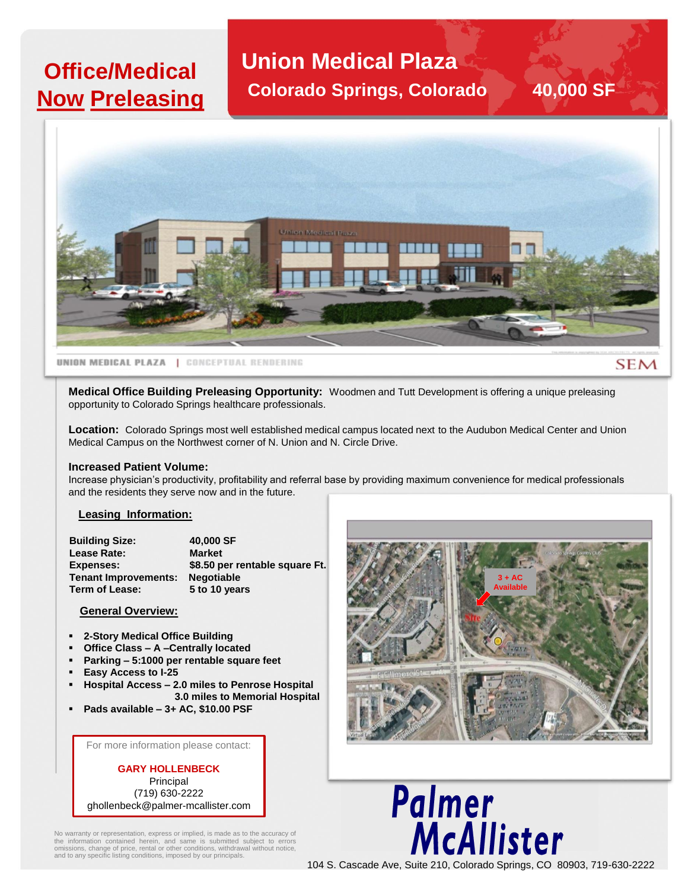# Office/Medical Now Preleasing

## Union Medical Plaza

**Colorado Springs, Colorado** **40,000 SF**

UNION MEDICAL PLAZA | CONCEPTUAL RENDERING

**Medical Office Building Preleasing Opportunity:** Woodmen and Tutt Development is offering a unique preleasing opportunity to Colorado Springs healthcare professionals.

**Location:** Colorado Springs most well established medical campus located next to the Audubon Medical Center and Union Medical Campus on the Northwest corner of N. Union and N. Circle Drive.

**Increased Patient Volume:**
Increase physician's productivity, profitability and referral base by providing maximum convenience for medical professionals and the residents they serve now and in the future.

### Leasing Information:

| | |
|---|---|
| **Building Size:** | **40,000 SF** |
| **Lease Rate:** | **Market** |
| **Expenses:** | **$8.50 per rentable square Ft.** |
| **Tenant Improvements:** | **Negotiable** |
| **Term of Lease:** | **5 to 10 years** |

### General Overview:

- **2-Story Medical Office Building**
- **Office Class – A –Centrally located**
- **Parking – 5:1000 per rentable square feet**
- **Easy Access to I-25**
- **Hospital Access – 2.0 miles to Penrose Hospital**
  **3.0 miles to Memorial Hospital**
- **Pads available – 3+ AC, $10.00 PSF**

3 + AC Available

For more information please contact:

**GARY HOLLENBECK**
Principal
(719) 630-2222
ghollenbeck@palmer-mcallister.com

No warranty or representation, express or implied, is made as to the accuracy of the information contained herein, and same is submitted subject to errors omissions, change of price, rental or other conditions, withdrawal without notice, and to any specific listing conditions, imposed by our principals.

**Palmer McAllister**

104 S. Cascade Ave, Suite 210, Colorado Springs, CO 80903, 719-630-2222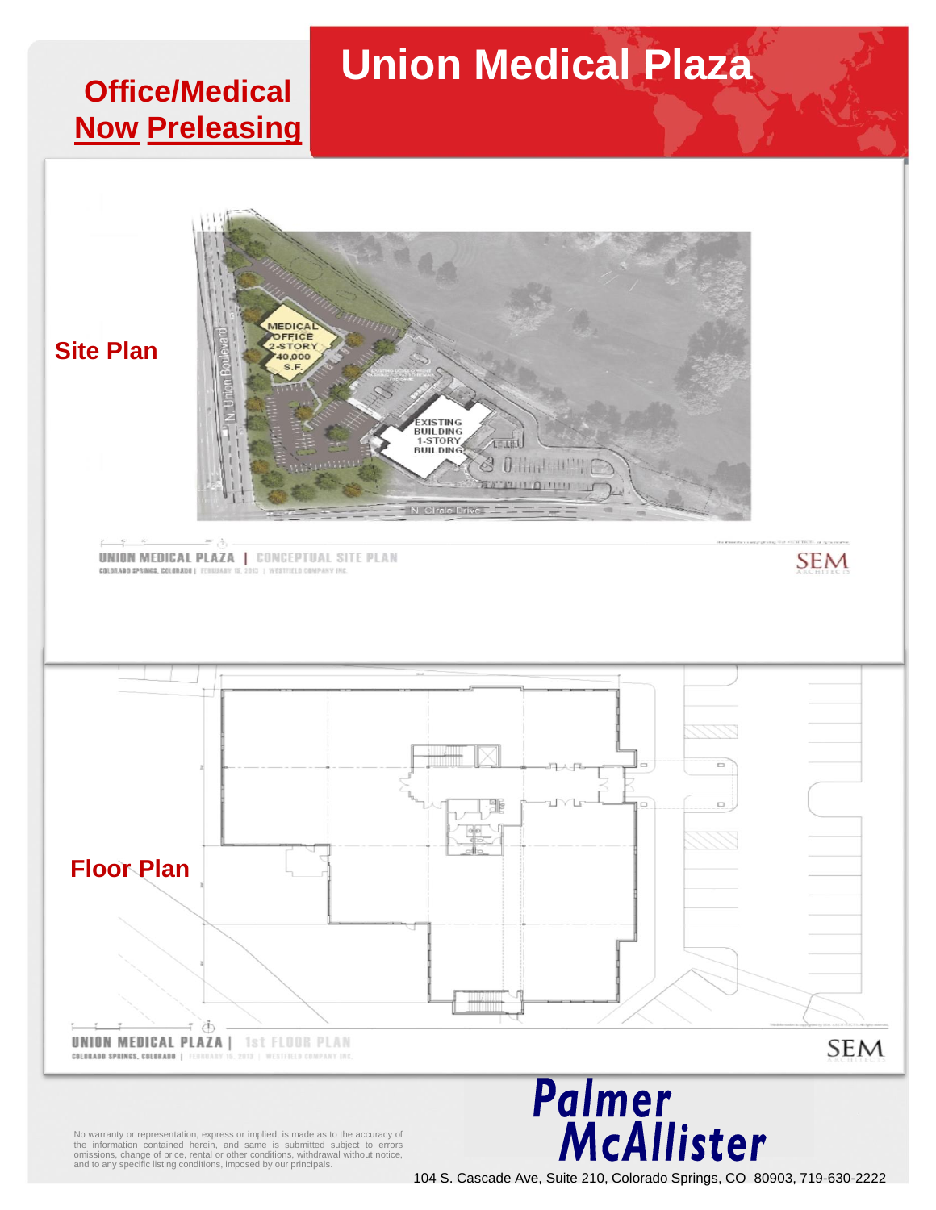# Union Medical Plaza

**Office/Medical**
**Now Preleasing**

## Site Plan

MEDICAL OFFICE 2-STORY 40,000 S.F.

EXISTING BUILDING 1-STORY BUILDING

N. Union Boulevard

N. Circle Drive

UNION MEDICAL PLAZA | CONCEPTUAL SITE PLAN

COLORADO SPRINGS, COLORADO | FEBRUARY 15, 2013 | WESTFIELD COMPANY INC.

SEM ARCHITECTS

## Floor Plan

UNION MEDICAL PLAZA | 1st FLOOR PLAN

COLORADO SPRINGS, COLORADO | FEBRUARY 15, 2013 | WESTFIELD COMPANY INC.

SEM ARCHITECTS

No warranty or representation, express or implied, is made as to the accuracy of the information contained herein, and same is submitted subject to errors omissions, change of price, rental or other conditions, withdrawal without notice, and to any specific listing conditions, imposed by our principals.

**Palmer McAllister**

104 S. Cascade Ave, Suite 210, Colorado Springs, CO 80903, 719-630-2222